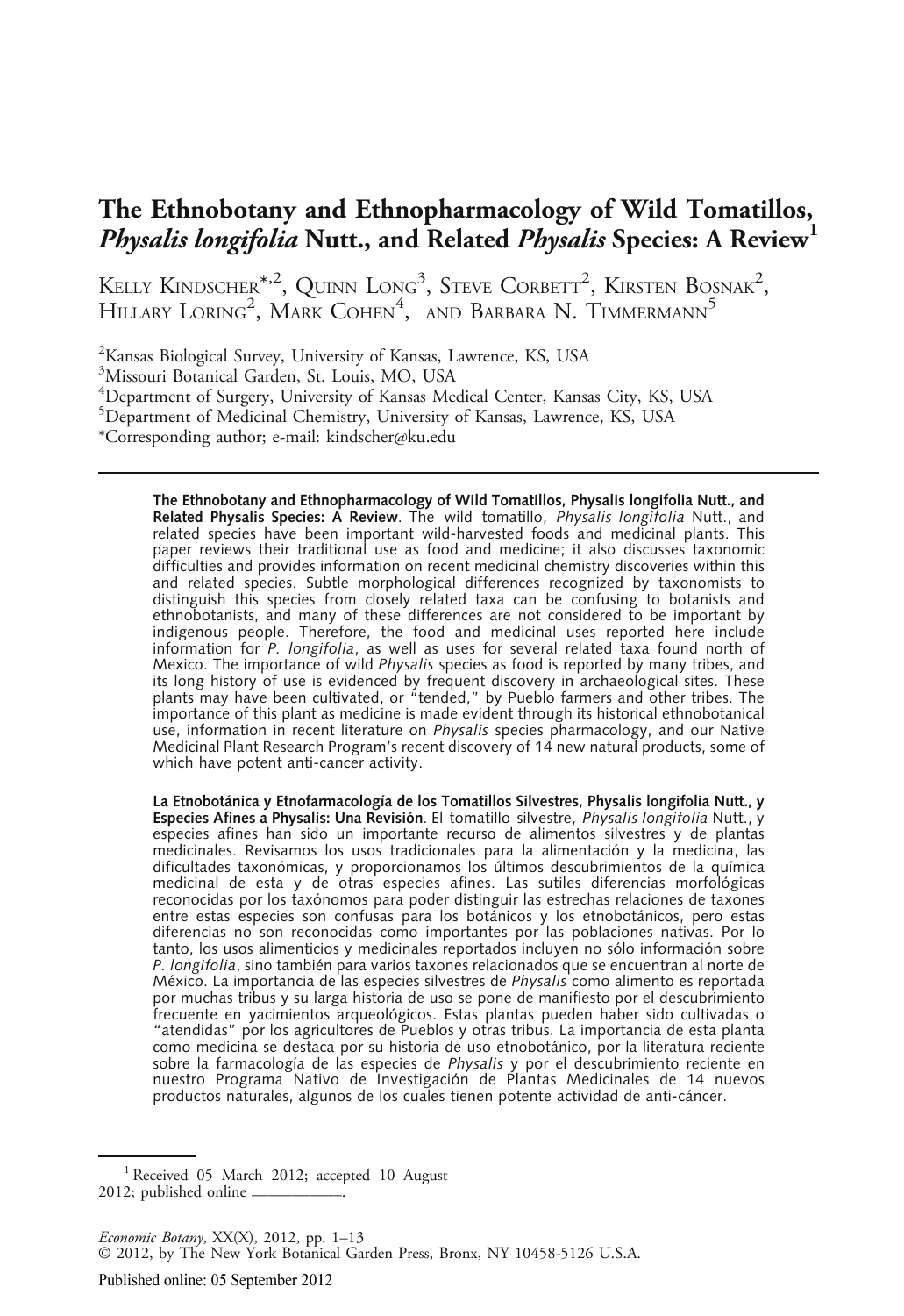# The Ethnobotany and Ethnopharmacology of Wild Tomatillos, *Physalis longifolia* Nutt., and Related *Physalis* Species: A Review[1]

Kelly Kindscher*,[2], Quinn Long[3], Steve Corbett[2], Kirsten Bosnak[2], Hillary Loring[2], Mark Cohen[4], and Barbara N. Timmermann[5]

[2]Kansas Biological Survey, University of Kansas, Lawrence, KS, USA
[3]Missouri Botanical Garden, St. Louis, MO, USA
[4]Department of Surgery, University of Kansas Medical Center, Kansas City, KS, USA
[5]Department of Medicinal Chemistry, University of Kansas, Lawrence, KS, USA
*Corresponding author; e-mail: kindscher@ku.edu

---

**The Ethnobotany and Ethnopharmacology of Wild Tomatillos, Physalis longifolia Nutt., and Related Physalis Species: A Review**. The wild tomatillo, *Physalis longifolia* Nutt., and related species have been important wild-harvested foods and medicinal plants. This paper reviews their traditional use as food and medicine; it also discusses taxonomic difficulties and provides information on recent medicinal chemistry discoveries within this and related species. Subtle morphological differences recognized by taxonomists to distinguish this species from closely related taxa can be confusing to botanists and ethnobotanists, and many of these differences are not considered to be important by indigenous people. Therefore, the food and medicinal uses reported here include information for *P. longifolia*, as well as uses for several related taxa found north of Mexico. The importance of wild *Physalis* species as food is reported by many tribes, and its long history of use is evidenced by frequent discovery in archaeological sites. These plants may have been cultivated, or "tended," by Pueblo farmers and other tribes. The importance of this plant as medicine is made evident through its historical ethnobotanical use, information in recent literature on *Physalis* species pharmacology, and our Native Medicinal Plant Research Program's recent discovery of 14 new natural products, some of which have potent anti-cancer activity.

**La Etnobotánica y Etnofarmacología de los Tomatillos Silvestres, Physalis longifolia Nutt., y Especies Afines a Physalis: Una Revisión**. El tomatillo silvestre, *Physalis longifolia* Nutt., y especies afines han sido un importante recurso de alimentos silvestres y de plantas medicinales. Revisamos los usos tradicionales para la alimentación y la medicina, las dificultades taxonómicas, y proporcionamos los últimos descubrimientos de la química medicinal de esta y de otras especies afines. Las sutiles diferencias morfológicas reconocidas por los taxónomos para poder distinguir las estrechas relaciones de taxones entre estas especies son confusas para los botánicos y los etnobotánicos, pero estas diferencias no son reconocidas como importantes por las poblaciones nativas. Por lo tanto, los usos alimenticios y medicinales reportados incluyen no sólo información sobre *P. longifolia*, sino también para varios taxones relacionados que se encuentran al norte de México. La importancia de las especies silvestres de *Physalis* como alimento es reportada por muchas tribus y su larga historia de uso se pone de manifiesto por el descubrimiento frecuente en yacimientos arqueológicos. Estas plantas pueden haber sido cultivadas o "atendidas" por los agricultores de Pueblos y otras tribus. La importancia de esta planta como medicina se destaca por su historia de uso etnobotánico, por la literatura reciente sobre la farmacología de las especies de *Physalis* y por el descubrimiento reciente en nuestro Programa Nativo de Investigación de Plantas Medicinales de 14 nuevos productos naturales, algunos de los cuales tienen potente actividad de anti-cáncer.

---

[1] Received 05 March 2012; accepted 10 August 2012; published online \_\_\_\_\_\_\_\_\_\_\_\_.

*Economic Botany*, XX(X), 2012, pp. 1–13
© 2012, by The New York Botanical Garden Press, Bronx, NY 10458-5126 U.S.A.

Published online: 05 September 2012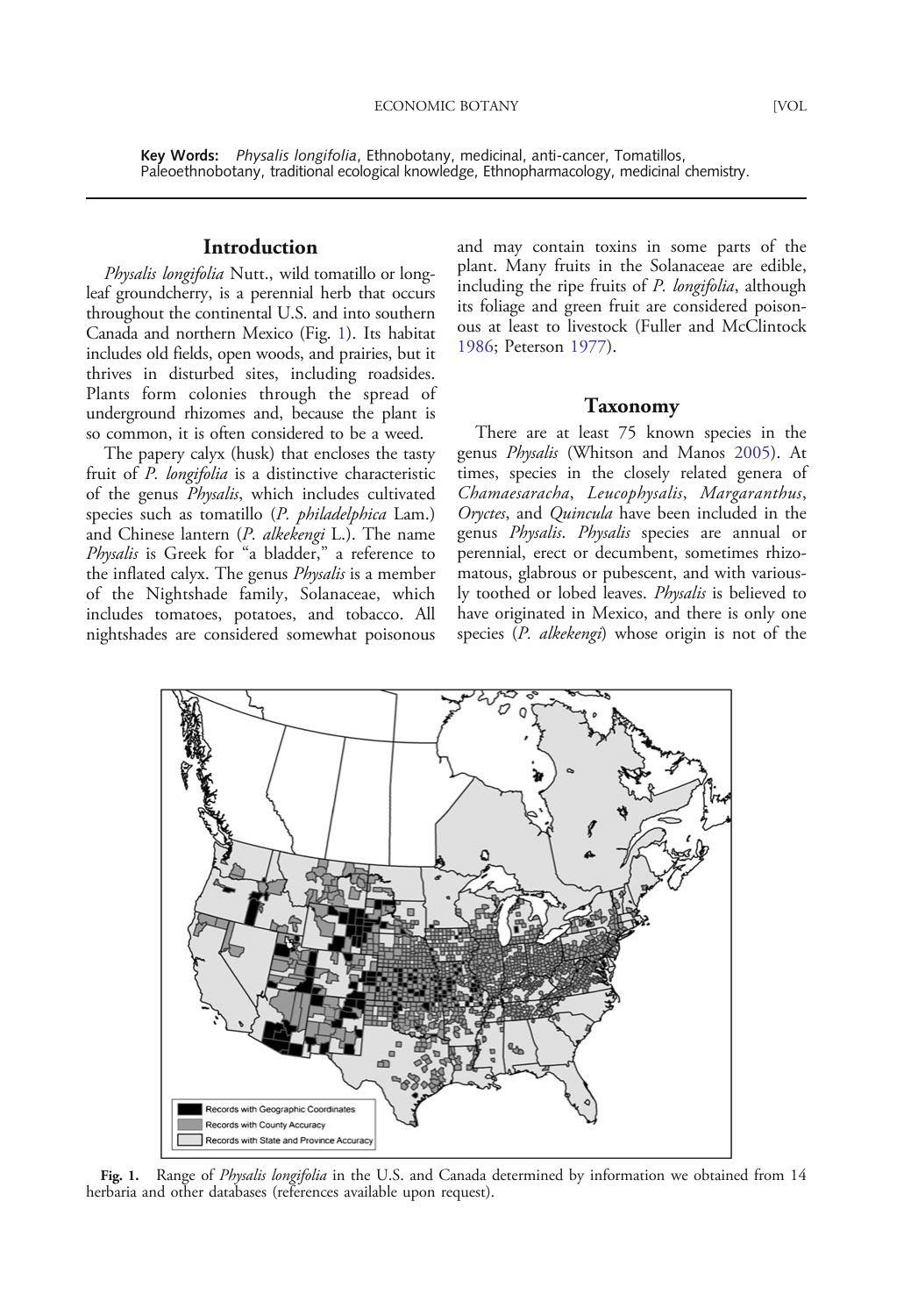**Key Words:** *Physalis longifolia*, Ethnobotany, medicinal, anti-cancer, Tomatillos, Paleoethnobotany, traditional ecological knowledge, Ethnopharmacology, medicinal chemistry.

## Introduction

*Physalis longifolia* Nutt., wild tomatillo or long-leaf groundcherry, is a perennial herb that occurs throughout the continental U.S. and into southern Canada and northern Mexico (Fig. 1). Its habitat includes old fields, open woods, and prairies, but it thrives in disturbed sites, including roadsides. Plants form colonies through the spread of underground rhizomes and, because the plant is so common, it is often considered to be a weed.

The papery calyx (husk) that encloses the tasty fruit of *P. longifolia* is a distinctive characteristic of the genus *Physalis*, which includes cultivated species such as tomatillo (*P. philadelphica* Lam.) and Chinese lantern (*P. alkekengi* L.). The name *Physalis* is Greek for "a bladder," a reference to the inflated calyx. The genus *Physalis* is a member of the Nightshade family, Solanaceae, which includes tomatoes, potatoes, and tobacco. All nightshades are considered somewhat poisonous and may contain toxins in some parts of the plant. Many fruits in the Solanaceae are edible, including the ripe fruits of *P. longifolia*, although its foliage and green fruit are considered poisonous at least to livestock (Fuller and McClintock 1986; Peterson 1977).

## Taxonomy

There are at least 75 known species in the genus *Physalis* (Whitson and Manos 2005). At times, species in the closely related genera of *Chamaesaracha*, *Leucophysalis*, *Margaranthus*, *Oryctes*, and *Quincula* have been included in the genus *Physalis*. *Physalis* species are annual or perennial, erect or decumbent, sometimes rhizomatous, glabrous or pubescent, and with variously toothed or lobed leaves. *Physalis* is believed to have originated in Mexico, and there is only one species (*P. alkekengi*) whose origin is not of the

**Fig. 1.** Range of *Physalis longifolia* in the U.S. and Canada determined by information we obtained from 14 herbaria and other databases (references available upon request).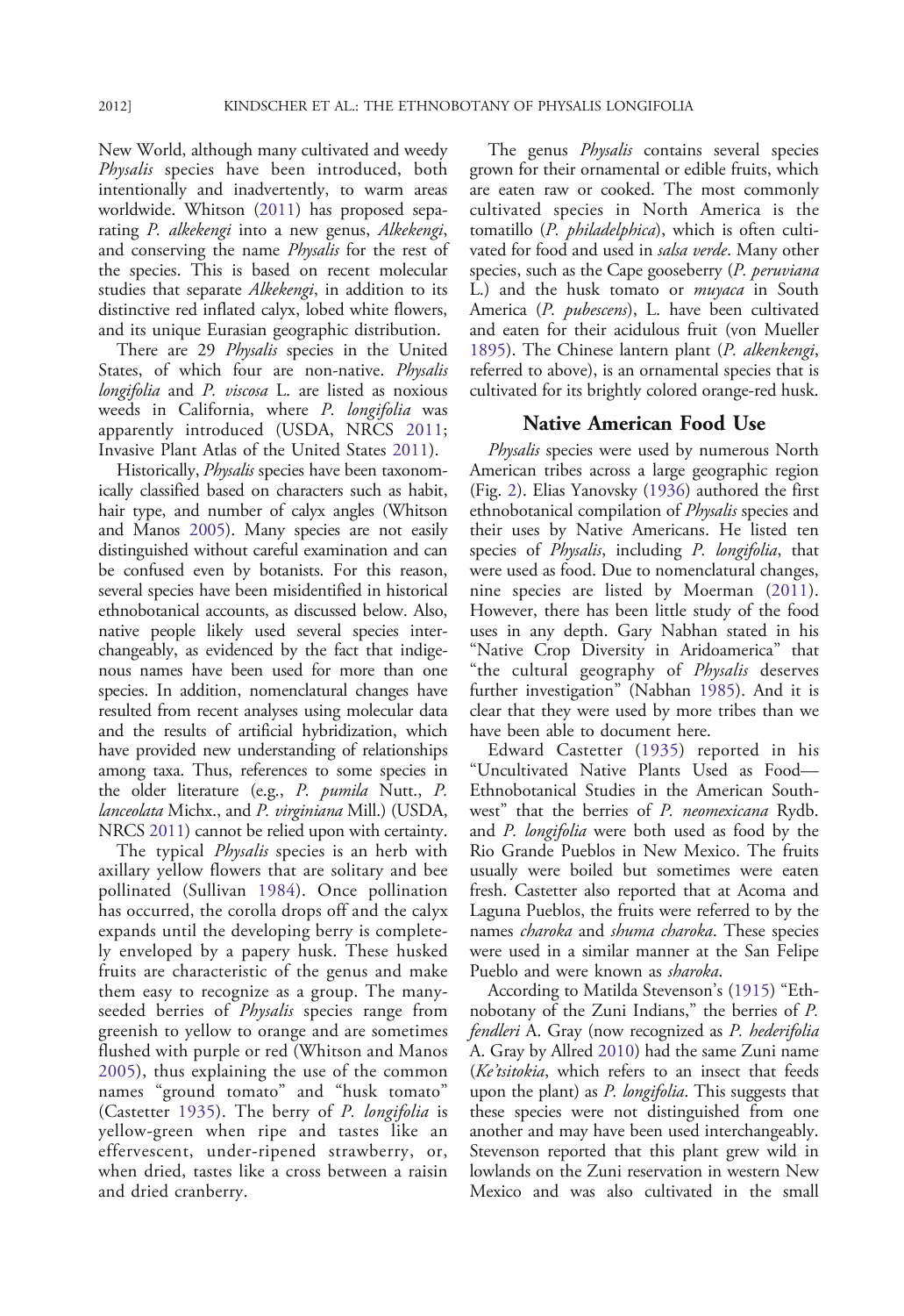New World, although many cultivated and weedy *Physalis* species have been introduced, both intentionally and inadvertently, to warm areas worldwide. Whitson (2011) has proposed separating *P. alkekengi* into a new genus, *Alkekengi*, and conserving the name *Physalis* for the rest of the species. This is based on recent molecular studies that separate *Alkekengi*, in addition to its distinctive red inflated calyx, lobed white flowers, and its unique Eurasian geographic distribution.

There are 29 *Physalis* species in the United States, of which four are non-native. *Physalis longifolia* and *P. viscosa* L. are listed as noxious weeds in California, where *P. longifolia* was apparently introduced (USDA, NRCS 2011; Invasive Plant Atlas of the United States 2011).

Historically, *Physalis* species have been taxonomically classified based on characters such as habit, hair type, and number of calyx angles (Whitson and Manos 2005). Many species are not easily distinguished without careful examination and can be confused even by botanists. For this reason, several species have been misidentified in historical ethnobotanical accounts, as discussed below. Also, native people likely used several species interchangeably, as evidenced by the fact that indigenous names have been used for more than one species. In addition, nomenclatural changes have resulted from recent analyses using molecular data and the results of artificial hybridization, which have provided new understanding of relationships among taxa. Thus, references to some species in the older literature (e.g., *P. pumila* Nutt., *P. lanceolata* Michx., and *P. virginiana* Mill.) (USDA, NRCS 2011) cannot be relied upon with certainty.

The typical *Physalis* species is an herb with axillary yellow flowers that are solitary and bee pollinated (Sullivan 1984). Once pollination has occurred, the corolla drops off and the calyx expands until the developing berry is completely enveloped by a papery husk. These husked fruits are characteristic of the genus and make them easy to recognize as a group. The many-seeded berries of *Physalis* species range from greenish to yellow to orange and are sometimes flushed with purple or red (Whitson and Manos 2005), thus explaining the use of the common names "ground tomato" and "husk tomato" (Castetter 1935). The berry of *P. longifolia* is yellow-green when ripe and tastes like an effervescent, under-ripened strawberry, or, when dried, tastes like a cross between a raisin and dried cranberry.

The genus *Physalis* contains several species grown for their ornamental or edible fruits, which are eaten raw or cooked. The most commonly cultivated species in North America is the tomatillo (*P. philadelphica*), which is often cultivated for food and used in *salsa verde*. Many other species, such as the Cape gooseberry (*P. peruviana* L.) and the husk tomato or *muyaca* in South America (*P. pubescens*), L. have been cultivated and eaten for their acidulous fruit (von Mueller 1895). The Chinese lantern plant (*P. alkenkengi*, referred to above), is an ornamental species that is cultivated for its brightly colored orange-red husk.

## Native American Food Use

*Physalis* species were used by numerous North American tribes across a large geographic region (Fig. 2). Elias Yanovsky (1936) authored the first ethnobotanical compilation of *Physalis* species and their uses by Native Americans. He listed ten species of *Physalis*, including *P. longifolia*, that were used as food. Due to nomenclatural changes, nine species are listed by Moerman (2011). However, there has been little study of the food uses in any depth. Gary Nabhan stated in his "Native Crop Diversity in Aridoamerica" that "the cultural geography of *Physalis* deserves further investigation" (Nabhan 1985). And it is clear that they were used by more tribes than we have been able to document here.

Edward Castetter (1935) reported in his "Uncultivated Native Plants Used as Food—Ethnobotanical Studies in the American Southwest" that the berries of *P. neomexicana* Rydb. and *P. longifolia* were both used as food by the Rio Grande Pueblos in New Mexico. The fruits usually were boiled but sometimes were eaten fresh. Castetter also reported that at Acoma and Laguna Pueblos, the fruits were referred to by the names *charoka* and *shuma charoka*. These species were used in a similar manner at the San Felipe Pueblo and were known as *sharoka*.

According to Matilda Stevenson's (1915) "Ethnobotany of the Zuni Indians," the berries of *P. fendleri* A. Gray (now recognized as *P. hederifolia* A. Gray by Allred 2010) had the same Zuni name (*Ke'tsitokia*, which refers to an insect that feeds upon the plant) as *P. longifolia*. This suggests that these species were not distinguished from one another and may have been used interchangeably. Stevenson reported that this plant grew wild in lowlands on the Zuni reservation in western New Mexico and was also cultivated in the small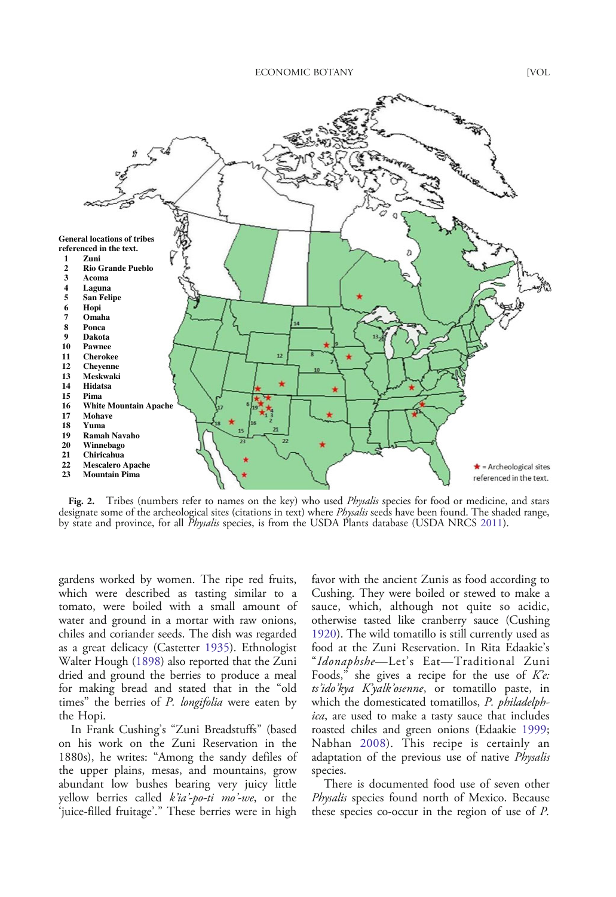Fig. 2. Tribes (numbers refer to names on the key) who used *Physalis* species for food or medicine, and stars designate some of the archeological sites (citations in text) where *Physalis* seeds have been found. The shaded range, by state and province, for all *Physalis* species, is from the USDA Plants database (USDA NRCS 2011).

gardens worked by women. The ripe red fruits, which were described as tasting similar to a tomato, were boiled with a small amount of water and ground in a mortar with raw onions, chiles and coriander seeds. The dish was regarded as a great delicacy (Castetter 1935). Ethnologist Walter Hough (1898) also reported that the Zuni dried and ground the berries to produce a meal for making bread and stated that in the "old times" the berries of *P. longifolia* were eaten by the Hopi.

In Frank Cushing's "Zuni Breadstuffs" (based on his work on the Zuni Reservation in the 1880s), he writes: "Among the sandy defiles of the upper plains, mesas, and mountains, grow abundant low bushes bearing very juicy little yellow berries called *k'ia'-po-ti mo'-we*, or the 'juice-filled fruitage'." These berries were in high favor with the ancient Zunis as food according to Cushing. They were boiled or stewed to make a sauce, which, although not quite so acidic, otherwise tasted like cranberry sauce (Cushing 1920). The wild tomatillo is still currently used as food at the Zuni Reservation. In Rita Edaakie's "*Idonaphshe*—Let's Eat—Traditional Zuni Foods," she gives a recipe for the use of *K'e: ts'ido'kya K'yalk'osenne*, or tomatillo paste, in which the domesticated tomatillos, *P. philadelphica*, are used to make a tasty sauce that includes roasted chiles and green onions (Edaakie 1999; Nabhan 2008). This recipe is certainly an adaptation of the previous use of native *Physalis* species.

There is documented food use of seven other *Physalis* species found north of Mexico. Because these species co-occur in the region of use of *P.*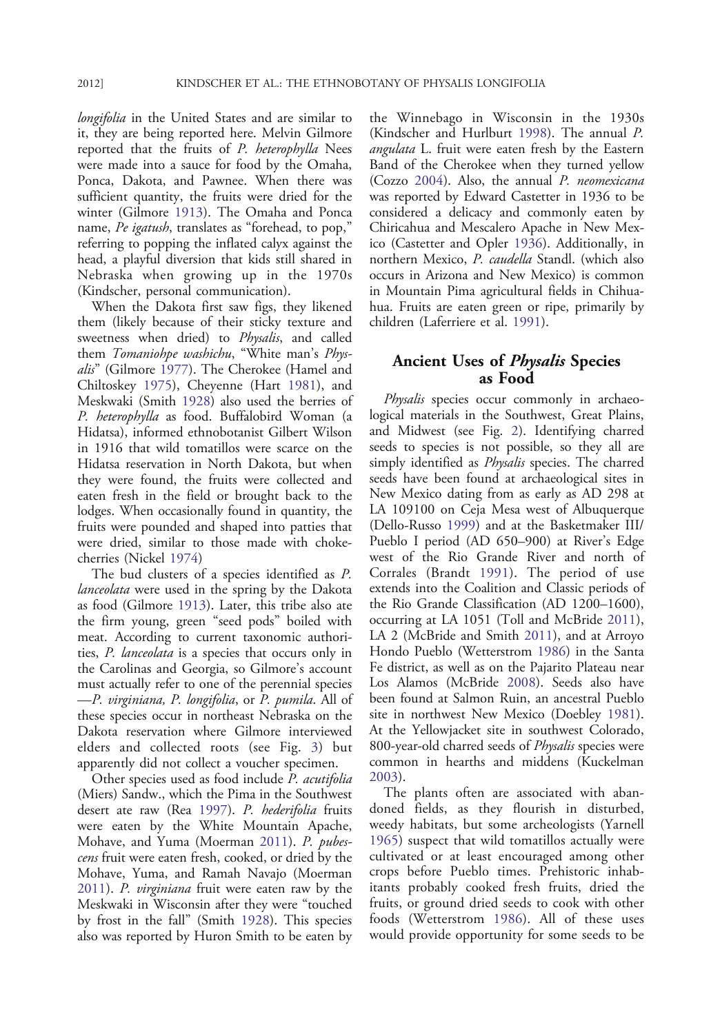*longifolia* in the United States and are similar to it, they are being reported here. Melvin Gilmore reported that the fruits of *P. heterophylla* Nees were made into a sauce for food by the Omaha, Ponca, Dakota, and Pawnee. When there was sufficient quantity, the fruits were dried for the winter (Gilmore 1913). The Omaha and Ponca name, *Pe igatush*, translates as "forehead, to pop," referring to popping the inflated calyx against the head, a playful diversion that kids still shared in Nebraska when growing up in the 1970s (Kindscher, personal communication).

When the Dakota first saw figs, they likened them (likely because of their sticky texture and sweetness when dried) to *Physalis*, and called them *Tomaniohpe washichu*, "White man's *Physalis*" (Gilmore 1977). The Cherokee (Hamel and Chiltoskey 1975), Cheyenne (Hart 1981), and Meskwaki (Smith 1928) also used the berries of *P. heterophylla* as food. Buffalobird Woman (a Hidatsa), informed ethnobotanist Gilbert Wilson in 1916 that wild tomatillos were scarce on the Hidatsa reservation in North Dakota, but when they were found, the fruits were collected and eaten fresh in the field or brought back to the lodges. When occasionally found in quantity, the fruits were pounded and shaped into patties that were dried, similar to those made with chokecherries (Nickel 1974)

The bud clusters of a species identified as *P. lanceolata* were used in the spring by the Dakota as food (Gilmore 1913). Later, this tribe also ate the firm young, green "seed pods" boiled with meat. According to current taxonomic authorities, *P. lanceolata* is a species that occurs only in the Carolinas and Georgia, so Gilmore's account must actually refer to one of the perennial species —*P. virginiana, P. longifolia*, or *P. pumila*. All of these species occur in northeast Nebraska on the Dakota reservation where Gilmore interviewed elders and collected roots (see Fig. 3) but apparently did not collect a voucher specimen.

Other species used as food include *P. acutifolia* (Miers) Sandw., which the Pima in the Southwest desert ate raw (Rea 1997). *P. hederifolia* fruits were eaten by the White Mountain Apache, Mohave, and Yuma (Moerman 2011). *P. pubescens* fruit were eaten fresh, cooked, or dried by the Mohave, Yuma, and Ramah Navajo (Moerman 2011). *P. virginiana* fruit were eaten raw by the Meskwaki in Wisconsin after they were "touched by frost in the fall" (Smith 1928). This species also was reported by Huron Smith to be eaten by the Winnebago in Wisconsin in the 1930s (Kindscher and Hurlburt 1998). The annual *P. angulata* L. fruit were eaten fresh by the Eastern Band of the Cherokee when they turned yellow (Cozzo 2004). Also, the annual *P. neomexicana* was reported by Edward Castetter in 1936 to be considered a delicacy and commonly eaten by Chiricahua and Mescalero Apache in New Mexico (Castetter and Opler 1936). Additionally, in northern Mexico, *P. caudella* Standl. (which also occurs in Arizona and New Mexico) is common in Mountain Pima agricultural fields in Chihuahua. Fruits are eaten green or ripe, primarily by children (Laferriere et al. 1991).

## Ancient Uses of *Physalis* Species as Food

*Physalis* species occur commonly in archaeological materials in the Southwest, Great Plains, and Midwest (see Fig. 2). Identifying charred seeds to species is not possible, so they all are simply identified as *Physalis* species. The charred seeds have been found at archaeological sites in New Mexico dating from as early as AD 298 at LA 109100 on Ceja Mesa west of Albuquerque (Dello-Russo 1999) and at the Basketmaker III/Pueblo I period (AD 650–900) at River's Edge west of the Rio Grande River and north of Corrales (Brandt 1991). The period of use extends into the Coalition and Classic periods of the Rio Grande Classification (AD 1200–1600), occurring at LA 1051 (Toll and McBride 2011), LA 2 (McBride and Smith 2011), and at Arroyo Hondo Pueblo (Wetterstrom 1986) in the Santa Fe district, as well as on the Pajarito Plateau near Los Alamos (McBride 2008). Seeds also have been found at Salmon Ruin, an ancestral Pueblo site in northwest New Mexico (Doebley 1981). At the Yellowjacket site in southwest Colorado, 800-year-old charred seeds of *Physalis* species were common in hearths and middens (Kuckelman 2003).

The plants often are associated with abandoned fields, as they flourish in disturbed, weedy habitats, but some archeologists (Yarnell 1965) suspect that wild tomatillos actually were cultivated or at least encouraged among other crops before Pueblo times. Prehistoric inhabitants probably cooked fresh fruits, dried the fruits, or ground dried seeds to cook with other foods (Wetterstrom 1986). All of these uses would provide opportunity for some seeds to be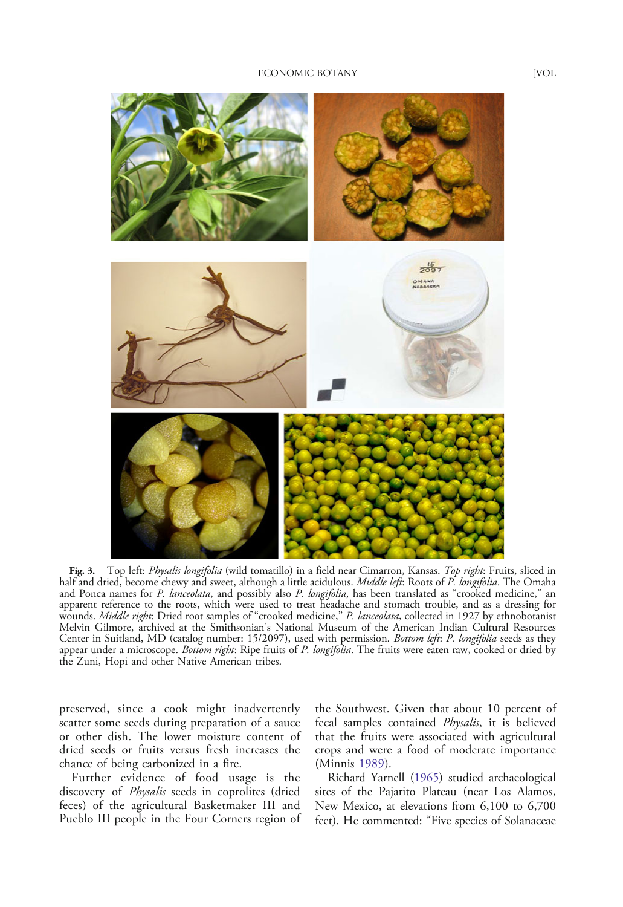**Fig. 3.** Top left: *Physalis longifolia* (wild tomatillo) in a field near Cimarron, Kansas. *Top right*: Fruits, sliced in half and dried, become chewy and sweet, although a little acidulous. *Middle left*: Roots of *P. longifolia*. The Omaha and Ponca names for *P. lanceolata*, and possibly also *P. longifolia*, has been translated as "crooked medicine," an apparent reference to the roots, which were used to treat headache and stomach trouble, and as a dressing for wounds. *Middle right*: Dried root samples of "crooked medicine," *P. lanceolata*, collected in 1927 by ethnobotanist Melvin Gilmore, archived at the Smithsonian's National Museum of the American Indian Cultural Resources Center in Suitland, MD (catalog number: 15/2097), used with permission. *Bottom left*: *P. longifolia* seeds as they appear under a microscope. *Bottom right*: Ripe fruits of *P. longifolia*. The fruits were eaten raw, cooked or dried by the Zuni, Hopi and other Native American tribes.

preserved, since a cook might inadvertently scatter some seeds during preparation of a sauce or other dish. The lower moisture content of dried seeds or fruits versus fresh increases the chance of being carbonized in a fire.

Further evidence of food usage is the discovery of *Physalis* seeds in coprolites (dried feces) of the agricultural Basketmaker III and Pueblo III people in the Four Corners region of the Southwest. Given that about 10 percent of fecal samples contained *Physalis*, it is believed that the fruits were associated with agricultural crops and were a food of moderate importance (Minnis 1989).

Richard Yarnell (1965) studied archaeological sites of the Pajarito Plateau (near Los Alamos, New Mexico, at elevations from 6,100 to 6,700 feet). He commented: "Five species of Solanaceae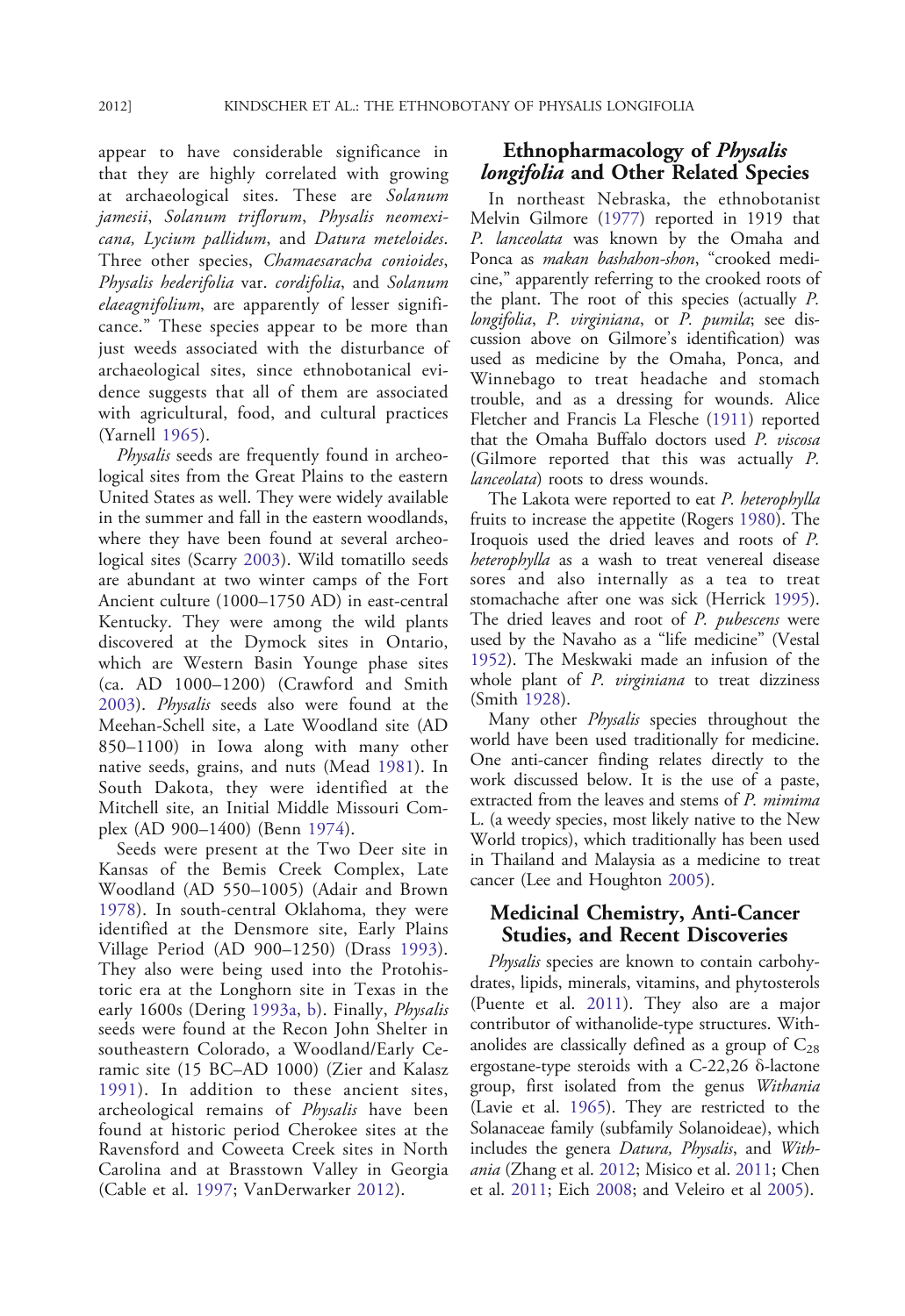appear to have considerable significance in that they are highly correlated with growing at archaeological sites. These are *Solanum jamesii*, *Solanum triflorum*, *Physalis neomexicana, Lycium pallidum*, and *Datura meteloides*. Three other species, *Chamaesaracha conioides*, *Physalis hederifolia* var. *cordifolia*, and *Solanum elaeagnifolium*, are apparently of lesser significance." These species appear to be more than just weeds associated with the disturbance of archaeological sites, since ethnobotanical evidence suggests that all of them are associated with agricultural, food, and cultural practices (Yarnell 1965).

*Physalis* seeds are frequently found in archeological sites from the Great Plains to the eastern United States as well. They were widely available in the summer and fall in the eastern woodlands, where they have been found at several archeological sites (Scarry 2003). Wild tomatillo seeds are abundant at two winter camps of the Fort Ancient culture (1000–1750 AD) in east-central Kentucky. They were among the wild plants discovered at the Dymock sites in Ontario, which are Western Basin Younge phase sites (ca. AD 1000–1200) (Crawford and Smith 2003). *Physalis* seeds also were found at the Meehan-Schell site, a Late Woodland site (AD 850–1100) in Iowa along with many other native seeds, grains, and nuts (Mead 1981). In South Dakota, they were identified at the Mitchell site, an Initial Middle Missouri Complex (AD 900–1400) (Benn 1974).

Seeds were present at the Two Deer site in Kansas of the Bemis Creek Complex, Late Woodland (AD 550–1005) (Adair and Brown 1978). In south-central Oklahoma, they were identified at the Densmore site, Early Plains Village Period (AD 900–1250) (Drass 1993). They also were being used into the Protohistoric era at the Longhorn site in Texas in the early 1600s (Dering 1993a, b). Finally, *Physalis* seeds were found at the Recon John Shelter in southeastern Colorado, a Woodland/Early Ceramic site (15 BC–AD 1000) (Zier and Kalasz 1991). In addition to these ancient sites, archeological remains of *Physalis* have been found at historic period Cherokee sites at the Ravensford and Coweeta Creek sites in North Carolina and at Brasstown Valley in Georgia (Cable et al. 1997; VanDerwarker 2012).

## Ethnopharmacology of *Physalis longifolia* and Other Related Species

In northeast Nebraska, the ethnobotanist Melvin Gilmore (1977) reported in 1919 that *P. lanceolata* was known by the Omaha and Ponca as *makan bashahon-shon*, "crooked medicine," apparently referring to the crooked roots of the plant. The root of this species (actually *P. longifolia*, *P. virginiana*, or *P. pumila*; see discussion above on Gilmore's identification) was used as medicine by the Omaha, Ponca, and Winnebago to treat headache and stomach trouble, and as a dressing for wounds. Alice Fletcher and Francis La Flesche (1911) reported that the Omaha Buffalo doctors used *P. viscosa* (Gilmore reported that this was actually *P. lanceolata*) roots to dress wounds.

The Lakota were reported to eat *P. heterophylla* fruits to increase the appetite (Rogers 1980). The Iroquois used the dried leaves and roots of *P. heterophylla* as a wash to treat venereal disease sores and also internally as a tea to treat stomachache after one was sick (Herrick 1995). The dried leaves and root of *P. pubescens* were used by the Navaho as a "life medicine" (Vestal 1952). The Meskwaki made an infusion of the whole plant of *P. virginiana* to treat dizziness (Smith 1928).

Many other *Physalis* species throughout the world have been used traditionally for medicine. One anti-cancer finding relates directly to the work discussed below. It is the use of a paste, extracted from the leaves and stems of *P. mimima* L. (a weedy species, most likely native to the New World tropics), which traditionally has been used in Thailand and Malaysia as a medicine to treat cancer (Lee and Houghton 2005).

## Medicinal Chemistry, Anti-Cancer Studies, and Recent Discoveries

*Physalis* species are known to contain carbohydrates, lipids, minerals, vitamins, and phytosterols (Puente et al. 2011). They also are a major contributor of withanolide-type structures. Withanolides are classically defined as a group of $C_{28}$ ergostane-type steroids with a C-22,26 $\delta$-lactone group, first isolated from the genus *Withania* (Lavie et al. 1965). They are restricted to the Solanaceae family (subfamily Solanoideae), which includes the genera *Datura, Physalis*, and *Withania* (Zhang et al. 2012; Misico et al. 2011; Chen et al. 2011; Eich 2008; and Veleiro et al 2005).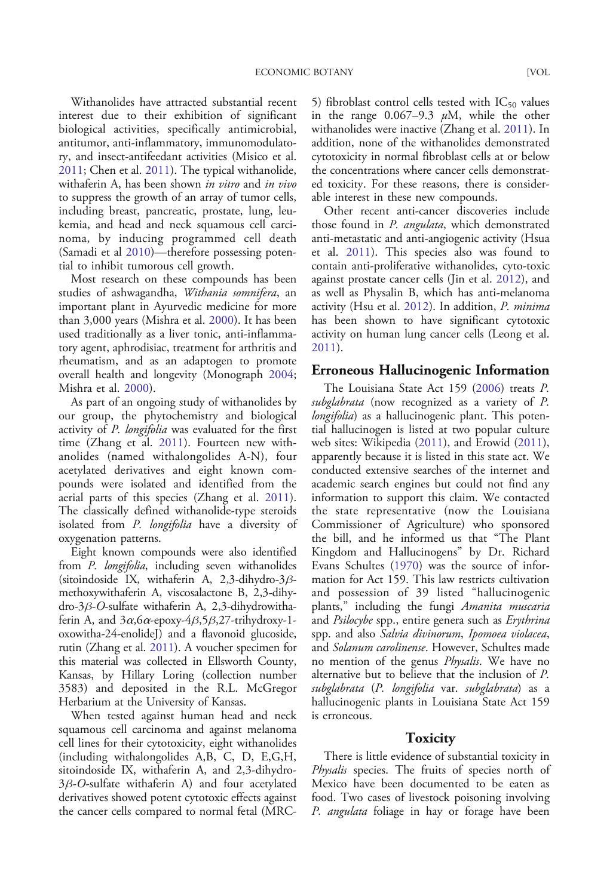Withanolides have attracted substantial recent interest due to their exhibition of significant biological activities, specifically antimicrobial, antitumor, anti-inflammatory, immunomodulatory, and insect-antifeedant activities (Misico et al. 2011; Chen et al. 2011). The typical withanolide, withaferin A, has been shown *in vitro* and *in vivo* to suppress the growth of an array of tumor cells, including breast, pancreatic, prostate, lung, leukemia, and head and neck squamous cell carcinoma, by inducing programmed cell death (Samadi et al 2010)—therefore possessing potential to inhibit tumorous cell growth.

Most research on these compounds has been studies of ashwagandha, *Withania somnifera*, an important plant in Ayurvedic medicine for more than 3,000 years (Mishra et al. 2000). It has been used traditionally as a liver tonic, anti-inflammatory agent, aphrodisiac, treatment for arthritis and rheumatism, and as an adaptogen to promote overall health and longevity (Monograph 2004; Mishra et al. 2000).

As part of an ongoing study of withanolides by our group, the phytochemistry and biological activity of *P. longifolia* was evaluated for the first time (Zhang et al. 2011). Fourteen new withanolides (named withalongolides A-N), four acetylated derivatives and eight known compounds were isolated and identified from the aerial parts of this species (Zhang et al. 2011). The classically defined withanolide-type steroids isolated from *P. longifolia* have a diversity of oxygenation patterns.

Eight known compounds were also identified from *P. longifolia*, including seven withanolides (sitoindoside IX, withaferin A, 2,3-dihydro-3$\beta$-methoxywithaferin A, viscosalactone B, 2,3-dihydro-3$\beta$-*O*-sulfate withaferin A, 2,3-dihydrowithaferin A, and 3$\alpha$,6$\alpha$-epoxy-4$\beta$,5$\beta$,27-trihydroxy-1-oxowitha-24-enolideJ) and a flavonoid glucoside, rutin (Zhang et al. 2011). A voucher specimen for this material was collected in Ellsworth County, Kansas, by Hillary Loring (collection number 3583) and deposited in the R.L. McGregor Herbarium at the University of Kansas.

When tested against human head and neck squamous cell carcinoma and against melanoma cell lines for their cytotoxicity, eight withanolides (including withalongolides A,B, C, D, E,G,H, sitoindoside IX, withaferin A, and 2,3-dihydro-3$\beta$-*O*-sulfate withaferin A) and four acetylated derivatives showed potent cytotoxic effects against the cancer cells compared to normal fetal (MRC-5) fibroblast control cells tested with $IC_{50}$ values in the range 0.067–9.3 $\mu$M, while the other withanolides were inactive (Zhang et al. 2011). In addition, none of the withanolides demonstrated cytotoxicity in normal fibroblast cells at or below the concentrations where cancer cells demonstrated toxicity. For these reasons, there is considerable interest in these new compounds.

Other recent anti-cancer discoveries include those found in *P. angulata*, which demonstrated anti-metastatic and anti-angiogenic activity (Hsua et al. 2011). This species also was found to contain anti-proliferative withanolides, cyto-toxic against prostate cancer cells (Jin et al. 2012), and as well as Physalin B, which has anti-melanoma activity (Hsu et al. 2012). In addition, *P. minima* has been shown to have significant cytotoxic activity on human lung cancer cells (Leong et al. 2011).

## Erroneous Hallucinogenic Information

The Louisiana State Act 159 (2006) treats *P. subglabrata* (now recognized as a variety of *P. longifolia*) as a hallucinogenic plant. This potential hallucinogen is listed at two popular culture web sites: Wikipedia (2011), and Erowid (2011), apparently because it is listed in this state act. We conducted extensive searches of the internet and academic search engines but could not find any information to support this claim. We contacted the state representative (now the Louisiana Commissioner of Agriculture) who sponsored the bill, and he informed us that "The Plant Kingdom and Hallucinogens" by Dr. Richard Evans Schultes (1970) was the source of information for Act 159. This law restricts cultivation and possession of 39 listed "hallucinogenic plants," including the fungi *Amanita muscaria* and *Psilocybe* spp., entire genera such as *Erythrina* spp. and also *Salvia divinorum*, *Ipomoea violacea*, and *Solanum carolinense*. However, Schultes made no mention of the genus *Physalis*. We have no alternative but to believe that the inclusion of *P. subglabrata* (*P. longifolia* var. *subglabrata*) as a hallucinogenic plants in Louisiana State Act 159 is erroneous.

## Toxicity

There is little evidence of substantial toxicity in *Physalis* species. The fruits of species north of Mexico have been documented to be eaten as food. Two cases of livestock poisoning involving *P. angulata* foliage in hay or forage have been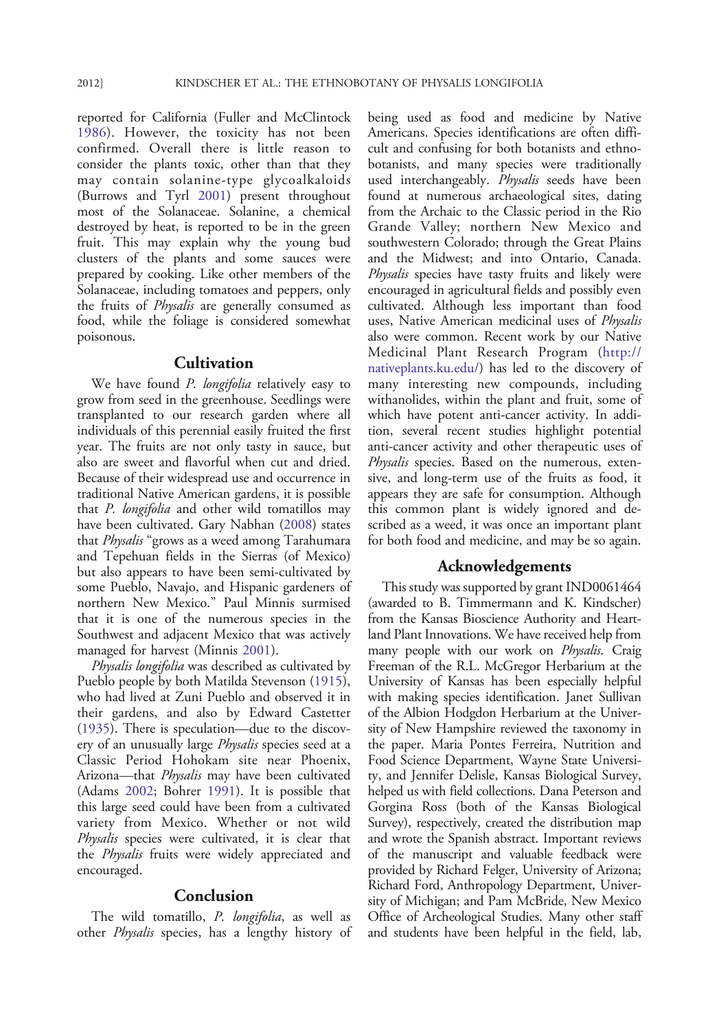reported for California (Fuller and McClintock 1986). However, the toxicity has not been confirmed. Overall there is little reason to consider the plants toxic, other than that they may contain solanine-type glycoalkaloids (Burrows and Tyrl 2001) present throughout most of the Solanaceae. Solanine, a chemical destroyed by heat, is reported to be in the green fruit. This may explain why the young bud clusters of the plants and some sauces were prepared by cooking. Like other members of the Solanaceae, including tomatoes and peppers, only the fruits of *Physalis* are generally consumed as food, while the foliage is considered somewhat poisonous.

## Cultivation

We have found *P. longifolia* relatively easy to grow from seed in the greenhouse. Seedlings were transplanted to our research garden where all individuals of this perennial easily fruited the first year. The fruits are not only tasty in sauce, but also are sweet and flavorful when cut and dried. Because of their widespread use and occurrence in traditional Native American gardens, it is possible that *P. longifolia* and other wild tomatillos may have been cultivated. Gary Nabhan (2008) states that *Physalis* "grows as a weed among Tarahumara and Tepehuan fields in the Sierras (of Mexico) but also appears to have been semi-cultivated by some Pueblo, Navajo, and Hispanic gardeners of northern New Mexico." Paul Minnis surmised that it is one of the numerous species in the Southwest and adjacent Mexico that was actively managed for harvest (Minnis 2001).

*Physalis longifolia* was described as cultivated by Pueblo people by both Matilda Stevenson (1915), who had lived at Zuni Pueblo and observed it in their gardens, and also by Edward Castetter (1935). There is speculation—due to the discovery of an unusually large *Physalis* species seed at a Classic Period Hohokam site near Phoenix, Arizona—that *Physalis* may have been cultivated (Adams 2002; Bohrer 1991). It is possible that this large seed could have been from a cultivated variety from Mexico. Whether or not wild *Physalis* species were cultivated, it is clear that the *Physalis* fruits were widely appreciated and encouraged.

## Conclusion

The wild tomatillo, *P. longifolia*, as well as other *Physalis* species, has a lengthy history of being used as food and medicine by Native Americans. Species identifications are often difficult and confusing for both botanists and ethnobotanists, and many species were traditionally used interchangeably. *Physalis* seeds have been found at numerous archaeological sites, dating from the Archaic to the Classic period in the Rio Grande Valley; northern New Mexico and southwestern Colorado; through the Great Plains and the Midwest; and into Ontario, Canada. *Physalis* species have tasty fruits and likely were encouraged in agricultural fields and possibly even cultivated. Although less important than food uses, Native American medicinal uses of *Physalis* also were common. Recent work by our Native Medicinal Plant Research Program (http://nativeplants.ku.edu/) has led to the discovery of many interesting new compounds, including withanolides, within the plant and fruit, some of which have potent anti-cancer activity. In addition, several recent studies highlight potential anti-cancer activity and other therapeutic uses of *Physalis* species. Based on the numerous, extensive, and long-term use of the fruits as food, it appears they are safe for consumption. Although this common plant is widely ignored and described as a weed, it was once an important plant for both food and medicine, and may be so again.

## Acknowledgements

This study was supported by grant IND0061464 (awarded to B. Timmermann and K. Kindscher) from the Kansas Bioscience Authority and Heartland Plant Innovations. We have received help from many people with our work on *Physalis*. Craig Freeman of the R.L. McGregor Herbarium at the University of Kansas has been especially helpful with making species identification. Janet Sullivan of the Albion Hodgdon Herbarium at the University of New Hampshire reviewed the taxonomy in the paper. Maria Pontes Ferreira, Nutrition and Food Science Department, Wayne State University, and Jennifer Delisle, Kansas Biological Survey, helped us with field collections. Dana Peterson and Gorgina Ross (both of the Kansas Biological Survey), respectively, created the distribution map and wrote the Spanish abstract. Important reviews of the manuscript and valuable feedback were provided by Richard Felger, University of Arizona; Richard Ford, Anthropology Department, University of Michigan; and Pam McBride, New Mexico Office of Archeological Studies. Many other staff and students have been helpful in the field, lab,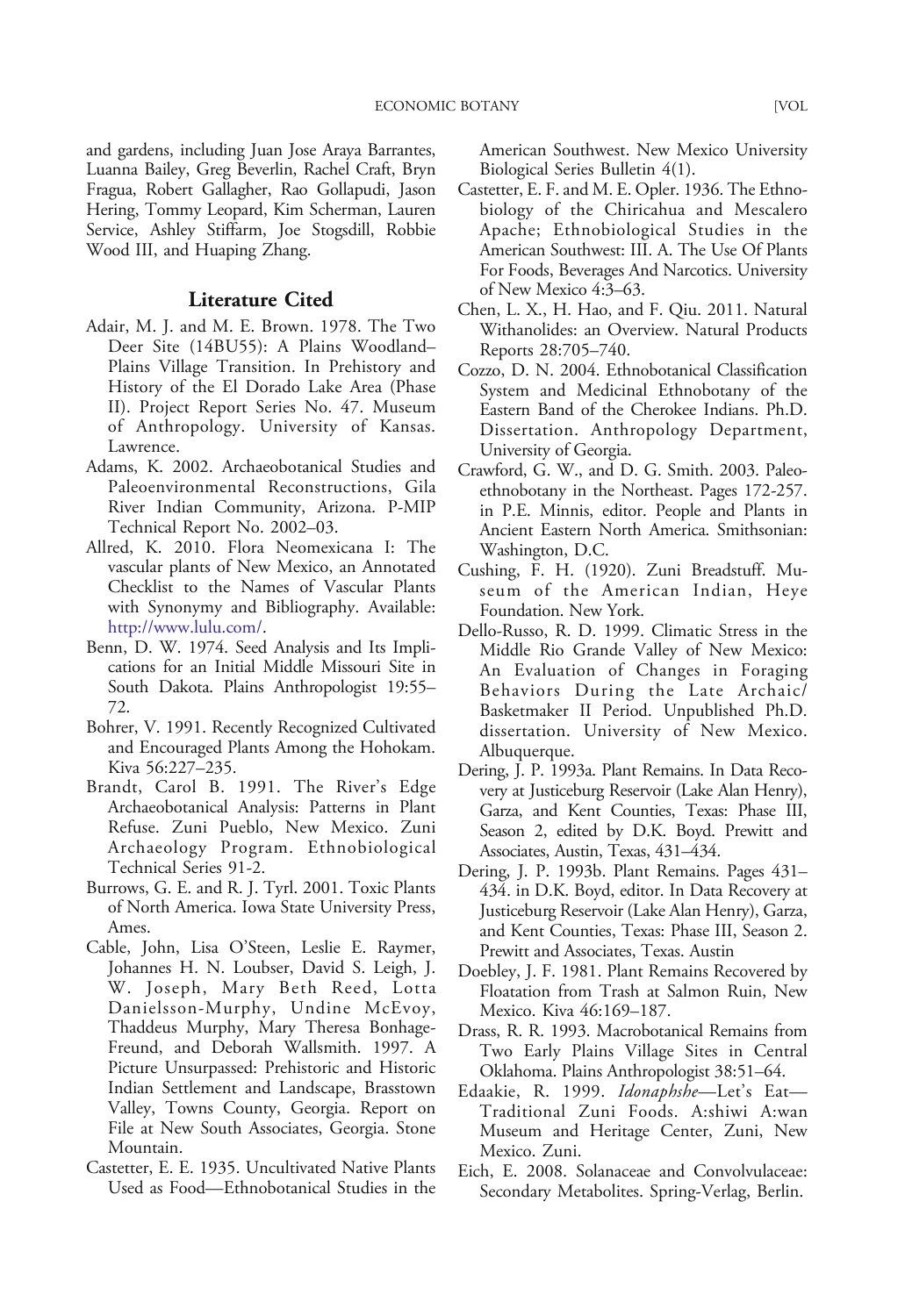and gardens, including Juan Jose Araya Barrantes, Luanna Bailey, Greg Beverlin, Rachel Craft, Bryn Fragua, Robert Gallagher, Rao Gollapudi, Jason Hering, Tommy Leopard, Kim Scherman, Lauren Service, Ashley Stiffarm, Joe Stogsdill, Robbie Wood III, and Huaping Zhang.

## Literature Cited

Adair, M. J. and M. E. Brown. 1978. The Two Deer Site (14BU55): A Plains Woodland–Plains Village Transition. In Prehistory and History of the El Dorado Lake Area (Phase II). Project Report Series No. 47. Museum of Anthropology. University of Kansas. Lawrence.

Adams, K. 2002. Archaeobotanical Studies and Paleoenvironmental Reconstructions, Gila River Indian Community, Arizona. P-MIP Technical Report No. 2002–03.

Allred, K. 2010. Flora Neomexicana I: The vascular plants of New Mexico, an Annotated Checklist to the Names of Vascular Plants with Synonymy and Bibliography. Available: http://www.lulu.com/.

Benn, D. W. 1974. Seed Analysis and Its Implications for an Initial Middle Missouri Site in South Dakota. Plains Anthropologist 19:55–72.

Bohrer, V. 1991. Recently Recognized Cultivated and Encouraged Plants Among the Hohokam. Kiva 56:227–235.

Brandt, Carol B. 1991. The River's Edge Archaeobotanical Analysis: Patterns in Plant Refuse. Zuni Pueblo, New Mexico. Zuni Archaeology Program. Ethnobiological Technical Series 91-2.

Burrows, G. E. and R. J. Tyrl. 2001. Toxic Plants of North America. Iowa State University Press, Ames.

Cable, John, Lisa O'Steen, Leslie E. Raymer, Johannes H. N. Loubser, David S. Leigh, J. W. Joseph, Mary Beth Reed, Lotta Danielsson-Murphy, Undine McEvoy, Thaddeus Murphy, Mary Theresa Bonhage-Freund, and Deborah Wallsmith. 1997. A Picture Unsurpassed: Prehistoric and Historic Indian Settlement and Landscape, Brasstown Valley, Towns County, Georgia. Report on File at New South Associates, Georgia. Stone Mountain.

Castetter, E. E. 1935. Uncultivated Native Plants Used as Food—Ethnobotanical Studies in the American Southwest. New Mexico University Biological Series Bulletin 4(1).

Castetter, E. F. and M. E. Opler. 1936. The Ethnobiology of the Chiricahua and Mescalero Apache; Ethnobiological Studies in the American Southwest: III. A. The Use Of Plants For Foods, Beverages And Narcotics. University of New Mexico 4:3–63.

Chen, L. X., H. Hao, and F. Qiu. 2011. Natural Withanolides: an Overview. Natural Products Reports 28:705–740.

Cozzo, D. N. 2004. Ethnobotanical Classification System and Medicinal Ethnobotany of the Eastern Band of the Cherokee Indians. Ph.D. Dissertation. Anthropology Department, University of Georgia.

Crawford, G. W., and D. G. Smith. 2003. Paleoethnobotany in the Northeast. Pages 172-257. in P.E. Minnis, editor. People and Plants in Ancient Eastern North America. Smithsonian: Washington, D.C.

Cushing, F. H. (1920). Zuni Breadstuff. Museum of the American Indian, Heye Foundation. New York.

Dello-Russo, R. D. 1999. Climatic Stress in the Middle Rio Grande Valley of New Mexico: An Evaluation of Changes in Foraging Behaviors During the Late Archaic/Basketmaker II Period. Unpublished Ph.D. dissertation. University of New Mexico. Albuquerque.

Dering, J. P. 1993a. Plant Remains. In Data Recovery at Justiceburg Reservoir (Lake Alan Henry), Garza, and Kent Counties, Texas: Phase III, Season 2, edited by D.K. Boyd. Prewitt and Associates, Austin, Texas, 431–434.

Dering, J. P. 1993b. Plant Remains. Pages 431–434. in D.K. Boyd, editor. In Data Recovery at Justiceburg Reservoir (Lake Alan Henry), Garza, and Kent Counties, Texas: Phase III, Season 2. Prewitt and Associates, Texas. Austin

Doebley, J. F. 1981. Plant Remains Recovered by Floatation from Trash at Salmon Ruin, New Mexico. Kiva 46:169–187.

Drass, R. R. 1993. Macrobotanical Remains from Two Early Plains Village Sites in Central Oklahoma. Plains Anthropologist 38:51–64.

Edaakie, R. 1999. *Idonaphshe*—Let's Eat—Traditional Zuni Foods. A:shiwi A:wan Museum and Heritage Center, Zuni, New Mexico. Zuni.

Eich, E. 2008. Solanaceae and Convolvulaceae: Secondary Metabolites. Spring-Verlag, Berlin.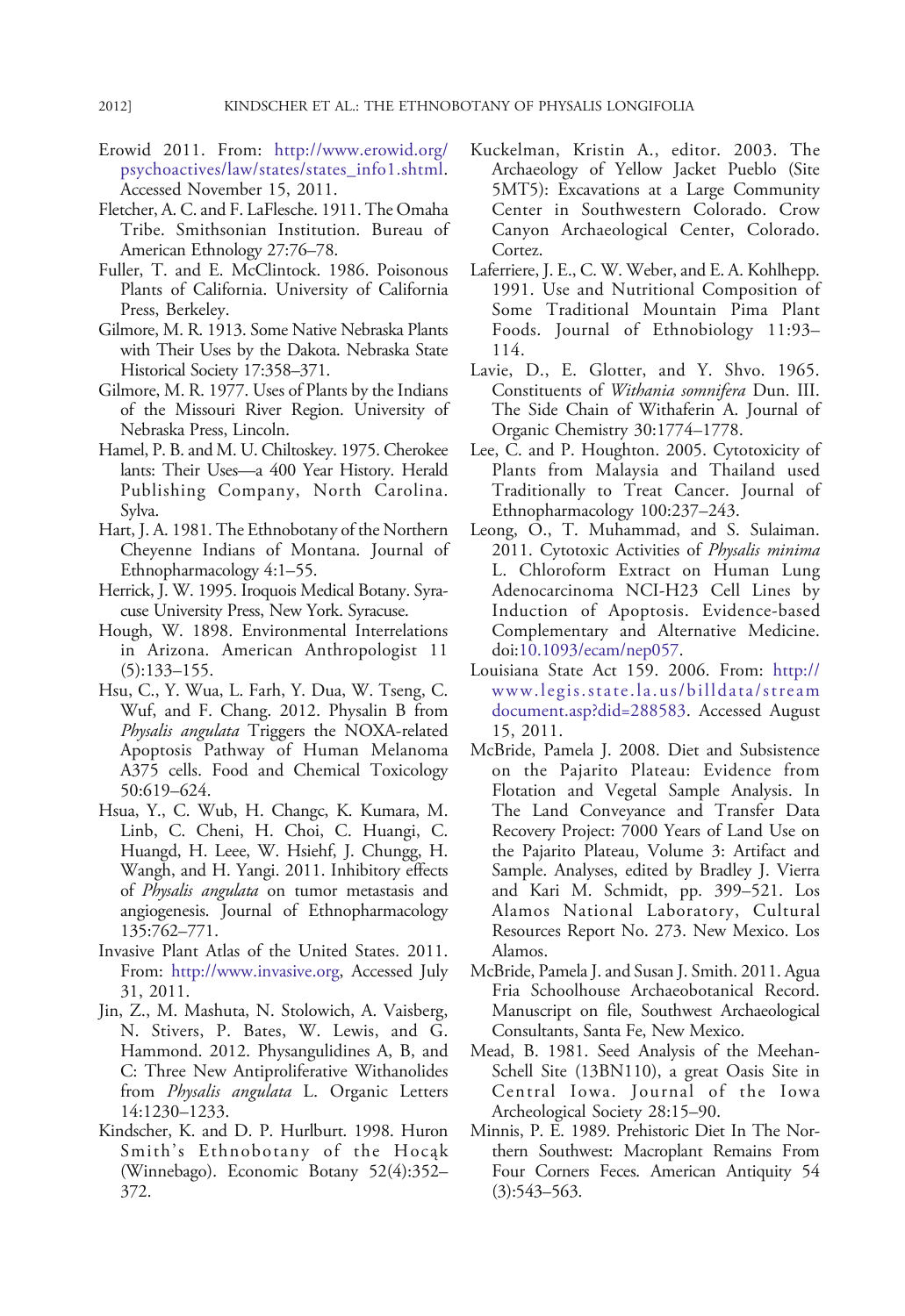Erowid 2011. From: http://www.erowid.org/psychoactives/law/states/states_info1.shtml. Accessed November 15, 2011.

Fletcher, A. C. and F. LaFlesche. 1911. The Omaha Tribe. Smithsonian Institution. Bureau of American Ethnology 27:76–78.

Fuller, T. and E. McClintock. 1986. Poisonous Plants of California. University of California Press, Berkeley.

Gilmore, M. R. 1913. Some Native Nebraska Plants with Their Uses by the Dakota. Nebraska State Historical Society 17:358–371.

Gilmore, M. R. 1977. Uses of Plants by the Indians of the Missouri River Region. University of Nebraska Press, Lincoln.

Hamel, P. B. and M. U. Chiltoskey. 1975. Cherokee lants: Their Uses—a 400 Year History. Herald Publishing Company, North Carolina. Sylva.

Hart, J. A. 1981. The Ethnobotany of the Northern Cheyenne Indians of Montana. Journal of Ethnopharmacology 4:1–55.

Herrick, J. W. 1995. Iroquois Medical Botany. Syracuse University Press, New York. Syracuse.

Hough, W. 1898. Environmental Interrelations in Arizona. American Anthropologist 11 (5):133–155.

Hsu, C., Y. Wua, L. Farh, Y. Dua, W. Tseng, C. Wuf, and F. Chang. 2012. Physalin B from *Physalis angulata* Triggers the NOXA-related Apoptosis Pathway of Human Melanoma A375 cells. Food and Chemical Toxicology 50:619–624.

Hsua, Y., C. Wub, H. Changc, K. Kumara, M. Linb, C. Cheni, H. Choi, C. Huangi, C. Huangd, H. Leee, W. Hsiehf, J. Chungg, H. Wangh, and H. Yangi. 2011. Inhibitory effects of *Physalis angulata* on tumor metastasis and angiogenesis. Journal of Ethnopharmacology 135:762–771.

Invasive Plant Atlas of the United States. 2011. From: http://www.invasive.org, Accessed July 31, 2011.

Jin, Z., M. Mashuta, N. Stolowich, A. Vaisberg, N. Stivers, P. Bates, W. Lewis, and G. Hammond. 2012. Physangulidines A, B, and C: Three New Antiproliferative Withanolides from *Physalis angulata* L. Organic Letters 14:1230–1233.

Kindscher, K. and D. P. Hurlburt. 1998. Huron Smith's Ethnobotany of the Hocąk (Winnebago). Economic Botany 52(4):352–372.

Kuckelman, Kristin A., editor. 2003. The Archaeology of Yellow Jacket Pueblo (Site 5MT5): Excavations at a Large Community Center in Southwestern Colorado. Crow Canyon Archaeological Center, Colorado. Cortez.

Laferriere, J. E., C. W. Weber, and E. A. Kohlhepp. 1991. Use and Nutritional Composition of Some Traditional Mountain Pima Plant Foods. Journal of Ethnobiology 11:93–114.

Lavie, D., E. Glotter, and Y. Shvo. 1965. Constituents of *Withania somnifera* Dun. III. The Side Chain of Withaferin A. Journal of Organic Chemistry 30:1774–1778.

Lee, C. and P. Houghton. 2005. Cytotoxicity of Plants from Malaysia and Thailand used Traditionally to Treat Cancer. Journal of Ethnopharmacology 100:237–243.

Leong, O., T. Muhammad, and S. Sulaiman. 2011. Cytotoxic Activities of *Physalis minima* L. Chloroform Extract on Human Lung Adenocarcinoma NCI-H23 Cell Lines by Induction of Apoptosis. Evidence-based Complementary and Alternative Medicine. doi:10.1093/ecam/nep057.

Louisiana State Act 159. 2006. From: http://www.legis.state.la.us/billdata/streamdocument.asp?did=288583. Accessed August 15, 2011.

McBride, Pamela J. 2008. Diet and Subsistence on the Pajarito Plateau: Evidence from Flotation and Vegetal Sample Analysis. In The Land Conveyance and Transfer Data Recovery Project: 7000 Years of Land Use on the Pajarito Plateau, Volume 3: Artifact and Sample. Analyses, edited by Bradley J. Vierra and Kari M. Schmidt, pp. 399–521. Los Alamos National Laboratory, Cultural Resources Report No. 273. New Mexico. Los Alamos.

McBride, Pamela J. and Susan J. Smith. 2011. Agua Fria Schoolhouse Archaeobotanical Record. Manuscript on file, Southwest Archaeological Consultants, Santa Fe, New Mexico.

Mead, B. 1981. Seed Analysis of the Meehan-Schell Site (13BN110), a great Oasis Site in Central Iowa. Journal of the Iowa Archeological Society 28:15–90.

Minnis, P. E. 1989. Prehistoric Diet In The Northern Southwest: Macroplant Remains From Four Corners Feces. American Antiquity 54 (3):543–563.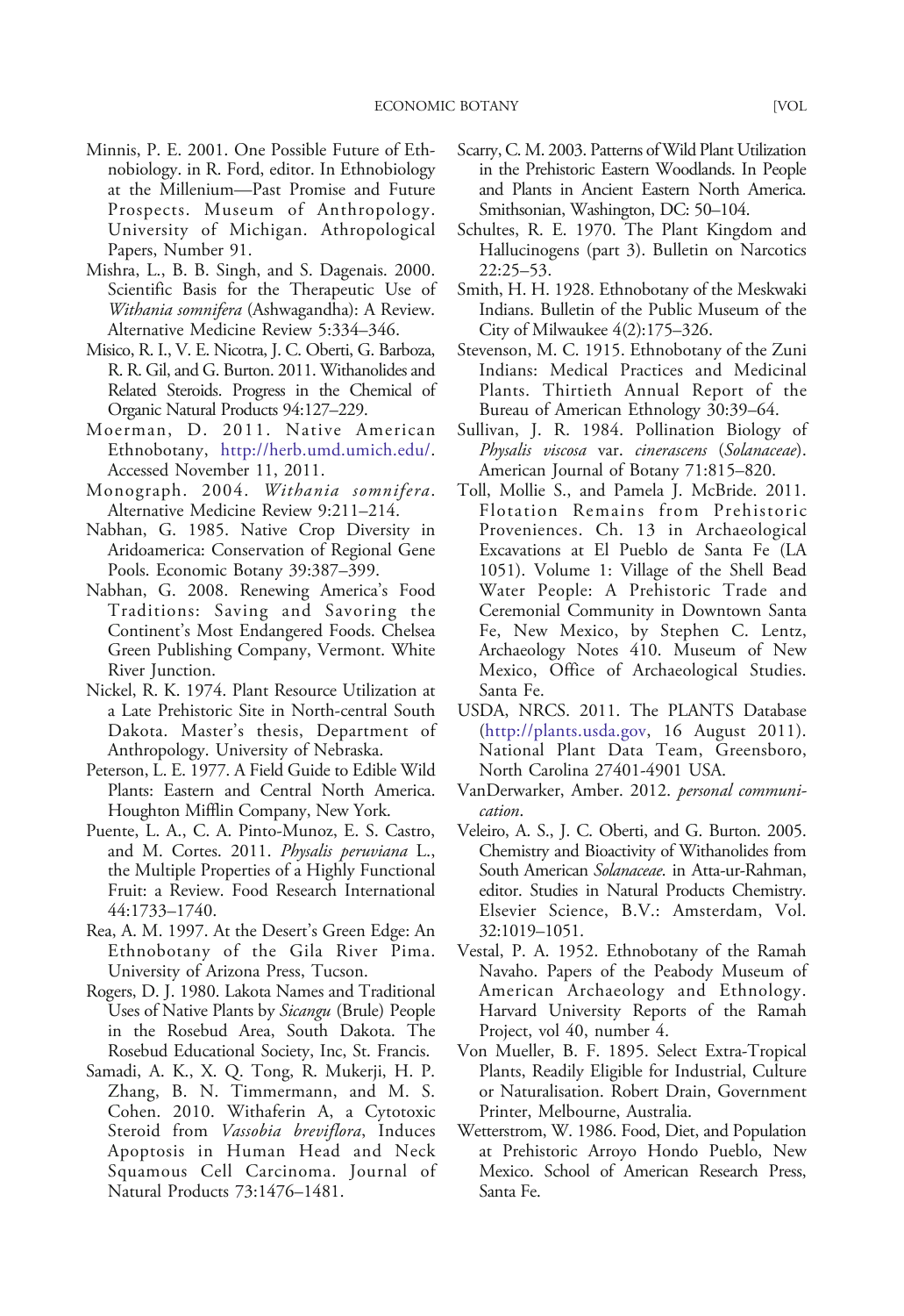Minnis, P. E. 2001. One Possible Future of Ethnobiology. in R. Ford, editor. In Ethnobiology at the Millenium—Past Promise and Future Prospects. Museum of Anthropology. University of Michigan. Athropological Papers, Number 91.

Mishra, L., B. B. Singh, and S. Dagenais. 2000. Scientific Basis for the Therapeutic Use of *Withania somnifera* (Ashwagandha): A Review. Alternative Medicine Review 5:334–346.

Misico, R. I., V. E. Nicotra, J. C. Oberti, G. Barboza, R. R. Gil, and G. Burton. 2011. Withanolides and Related Steroids. Progress in the Chemical of Organic Natural Products 94:127–229.

Moerman, D. 2011. Native American Ethnobotany, http://herb.umd.umich.edu/. Accessed November 11, 2011.

Monograph. 2004. *Withania somnifera*. Alternative Medicine Review 9:211–214.

Nabhan, G. 1985. Native Crop Diversity in Aridoamerica: Conservation of Regional Gene Pools. Economic Botany 39:387–399.

Nabhan, G. 2008. Renewing America's Food Traditions: Saving and Savoring the Continent's Most Endangered Foods. Chelsea Green Publishing Company, Vermont. White River Junction.

Nickel, R. K. 1974. Plant Resource Utilization at a Late Prehistoric Site in North-central South Dakota. Master's thesis, Department of Anthropology. University of Nebraska.

Peterson, L. E. 1977. A Field Guide to Edible Wild Plants: Eastern and Central North America. Houghton Mifflin Company, New York.

Puente, L. A., C. A. Pinto-Munoz, E. S. Castro, and M. Cortes. 2011. *Physalis peruviana* L., the Multiple Properties of a Highly Functional Fruit: a Review. Food Research International 44:1733–1740.

Rea, A. M. 1997. At the Desert's Green Edge: An Ethnobotany of the Gila River Pima. University of Arizona Press, Tucson.

Rogers, D. J. 1980. Lakota Names and Traditional Uses of Native Plants by *Sicangu* (Brule) People in the Rosebud Area, South Dakota. The Rosebud Educational Society, Inc, St. Francis.

Samadi, A. K., X. Q. Tong, R. Mukerji, H. P. Zhang, B. N. Timmermann, and M. S. Cohen. 2010. Withaferin A, a Cytotoxic Steroid from *Vassobia breviflora*, Induces Apoptosis in Human Head and Neck Squamous Cell Carcinoma. Journal of Natural Products 73:1476–1481.

Scarry, C. M. 2003. Patterns of Wild Plant Utilization in the Prehistoric Eastern Woodlands. In People and Plants in Ancient Eastern North America. Smithsonian, Washington, DC: 50–104.

Schultes, R. E. 1970. The Plant Kingdom and Hallucinogens (part 3). Bulletin on Narcotics 22:25–53.

Smith, H. H. 1928. Ethnobotany of the Meskwaki Indians. Bulletin of the Public Museum of the City of Milwaukee 4(2):175–326.

Stevenson, M. C. 1915. Ethnobotany of the Zuni Indians: Medical Practices and Medicinal Plants. Thirtieth Annual Report of the Bureau of American Ethnology 30:39–64.

Sullivan, J. R. 1984. Pollination Biology of *Physalis viscosa* var. *cinerascens* (*Solanaceae*). American Journal of Botany 71:815–820.

Toll, Mollie S., and Pamela J. McBride. 2011. Flotation Remains from Prehistoric Proveniences. Ch. 13 in Archaeological Excavations at El Pueblo de Santa Fe (LA 1051). Volume 1: Village of the Shell Bead Water People: A Prehistoric Trade and Ceremonial Community in Downtown Santa Fe, New Mexico, by Stephen C. Lentz, Archaeology Notes 410. Museum of New Mexico, Office of Archaeological Studies. Santa Fe.

USDA, NRCS. 2011. The PLANTS Database (http://plants.usda.gov, 16 August 2011). National Plant Data Team, Greensboro, North Carolina 27401-4901 USA.

VanDerwarker, Amber. 2012. *personal communication*.

Veleiro, A. S., J. C. Oberti, and G. Burton. 2005. Chemistry and Bioactivity of Withanolides from South American *Solanaceae*. in Atta-ur-Rahman, editor. Studies in Natural Products Chemistry. Elsevier Science, B.V.: Amsterdam, Vol. 32:1019–1051.

Vestal, P. A. 1952. Ethnobotany of the Ramah Navaho. Papers of the Peabody Museum of American Archaeology and Ethnology. Harvard University Reports of the Ramah Project, vol 40, number 4.

Von Mueller, B. F. 1895. Select Extra-Tropical Plants, Readily Eligible for Industrial, Culture or Naturalisation. Robert Drain, Government Printer, Melbourne, Australia.

Wetterstrom, W. 1986. Food, Diet, and Population at Prehistoric Arroyo Hondo Pueblo, New Mexico. School of American Research Press, Santa Fe.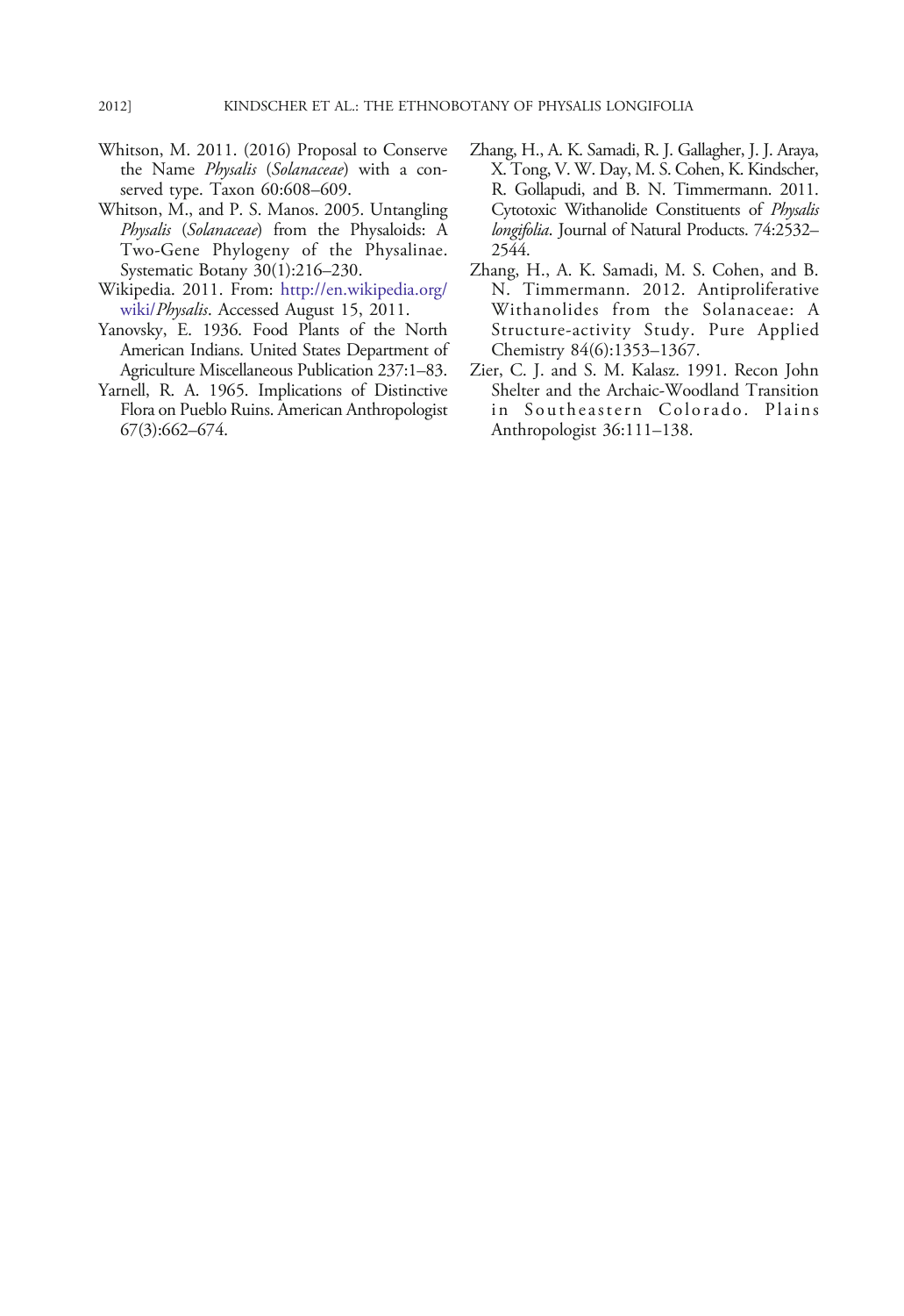Whitson, M. 2011. (2016) Proposal to Conserve the Name *Physalis* (*Solanaceae*) with a conserved type. Taxon 60:608–609.

Whitson, M., and P. S. Manos. 2005. Untangling *Physalis* (*Solanaceae*) from the Physaloids: A Two-Gene Phylogeny of the Physalinae. Systematic Botany 30(1):216–230.

Wikipedia. 2011. From: http://en.wikipedia.org/wiki/*Physalis*. Accessed August 15, 2011.

Yanovsky, E. 1936. Food Plants of the North American Indians. United States Department of Agriculture Miscellaneous Publication 237:1–83.

Yarnell, R. A. 1965. Implications of Distinctive Flora on Pueblo Ruins. American Anthropologist 67(3):662–674.

Zhang, H., A. K. Samadi, R. J. Gallagher, J. J. Araya, X. Tong, V. W. Day, M. S. Cohen, K. Kindscher, R. Gollapudi, and B. N. Timmermann. 2011. Cytotoxic Withanolide Constituents of *Physalis longifolia*. Journal of Natural Products. 74:2532–2544.

Zhang, H., A. K. Samadi, M. S. Cohen, and B. N. Timmermann. 2012. Antiproliferative Withanolides from the Solanaceae: A Structure-activity Study. Pure Applied Chemistry 84(6):1353–1367.

Zier, C. J. and S. M. Kalasz. 1991. Recon John Shelter and the Archaic-Woodland Transition in Southeastern Colorado. Plains Anthropologist 36:111–138.